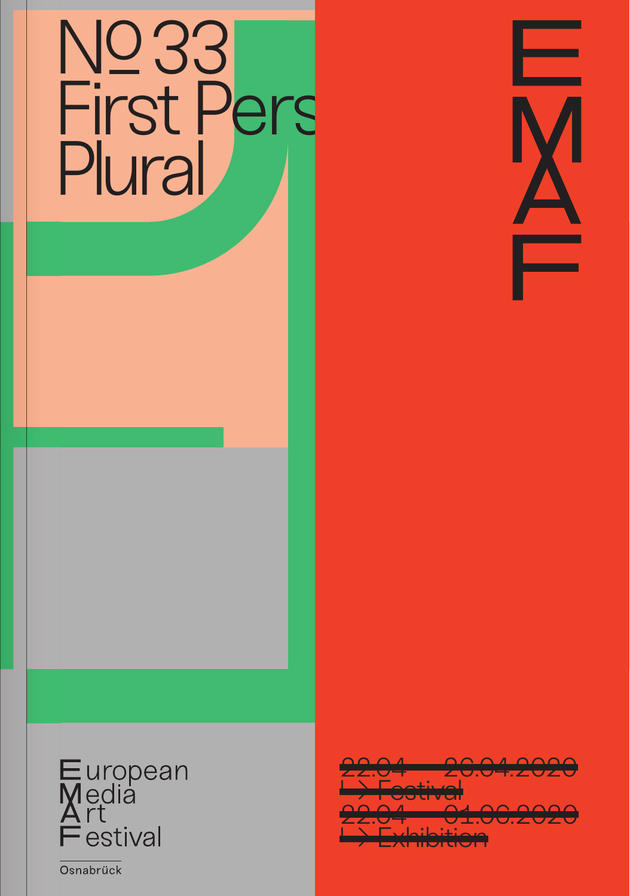# № 33
# First Pers
# Plural

EMAF

European
Media
Art
Festival

Osnabrück

~~22.04 — 26.04.2020~~
~~└> Festival~~
~~22.04 — 01.06.2020~~
~~└> Exhibition~~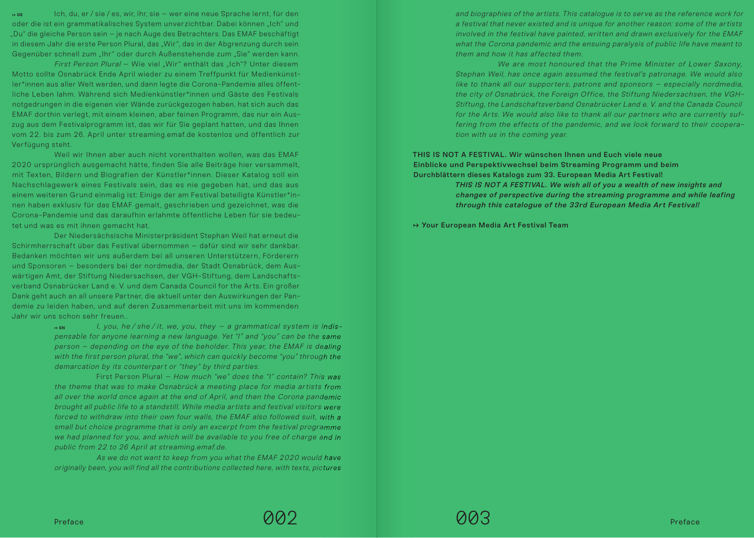↦ DE Ich, du, er / sie / es, wir, ihr, sie — wer eine neue Sprache lernt, für den oder die ist ein grammatikalisches System unverzichtbar. Dabei können „Ich" und „Du" die gleiche Person sein — je nach Auge des Betrachters. Das EMAF beschäftigt in diesem Jahr die erste Person Plural, das „Wir", das in der Abgrenzung durch sein Gegenüber schnell zum „Ihr" oder durch Außenstehende zum „Sie" werden kann.

*First Person Plural* — Wie viel „Wir" enthält das „Ich"? Unter diesem Motto sollte Osnabrück Ende April wieder zu einem Treffpunkt für Medienkünstler*innen aus aller Welt werden, und dann legte die Corona-Pandemie alles öffentliche Leben lahm. Während sich Medienkünstler*innen und Gäste des Festivals notgedrungen in die eigenen vier Wände zurückgezogen haben, hat sich auch das EMAF dorthin verlegt, mit einem kleinen, aber feinen Programm, das nur ein Auszug aus dem Festivalprogramm ist, das wir für Sie geplant hatten, und das Ihnen vom 22. bis zum 26. April unter streaming.emaf.de kostenlos und öffentlich zur Verfügung steht.

Weil wir Ihnen aber auch nicht vorenthalten wollen, was das EMAF 2020 ursprünglich ausgemacht hätte, finden Sie alle Beiträge hier versammelt, mit Texten, Bildern und Biografien der Künstler*innen. Dieser Katalog soll ein Nachschlagewerk eines Festivals sein, das es nie gegeben hat, und das aus einem weiteren Grund einmalig ist: Einige der am Festival beteiligte Künstler*innen haben exklusiv für das EMAF gemalt, geschrieben und gezeichnet, was die Corona-Pandemie und das daraufhin erlahmte öffentliche Leben für sie bedeutet und was es mit ihnen gemacht hat.

Der Niedersächsische Ministerpräsident Stephan Weil hat erneut die Schirmherrschaft über das Festival übernommen — dafür sind wir sehr dankbar. Bedanken möchten wir uns außerdem bei all unseren Unterstützern, Förderern und Sponsoren — besonders bei der nordmedia, der Stadt Osnabrück, dem Auswärtigen Amt, der Stiftung Niedersachsen, der VGH-Stiftung, dem Landschaftsverband Osnabrücker Land e. V. und dem Canada Council for the Arts. Ein großer Dank geht auch an all unsere Partner, die aktuell unter den Auswirkungen der Pandemie zu leiden haben, und auf deren Zusammenarbeit mit uns im kommenden Jahr wir uns schon sehr freuen..

↦ EN *I, you, he / she / it, we, you, they — a grammatical system is indispensable for anyone learning a new language. Yet "I" and "you" can be the same person — depending on the eye of the beholder. This year, the EMAF is dealing with the first person plural, the "we", which can quickly become "you" through the demarcation by its counterpart or "they" by third parties.*

First Person Plural — *How much "we" does the "I" contain? This was the theme that was to make Osnabrück a meeting place for media artists from all over the world once again at the end of April, and then the Corona pandemic brought all public life to a standstill. While media artists and festival visitors were forced to withdraw into their own four walls, the EMAF also followed suit, with a small but choice programme that is only an excerpt from the festival programme we had planned for you, and which will be available to you free of charge and in public from 22 to 26 April at streaming.emaf.de.*

*As we do not want to keep from you what the EMAF 2020 would have originally been, you will find all the contributions collected here, with texts, pictures and biographies of the artists. This catalogue is to serve as the reference work for a festival that never existed and is unique for another reason: some of the artists involved in the festival have painted, written and drawn exclusively for the EMAF what the Corona pandemic and the ensuing paralysis of public life have meant to them and how it has affected them.*

*We are most honoured that the Prime Minister of Lower Saxony, Stephan Weil, has once again assumed the festival's patronage. We would also like to thank all our supporters, patrons and sponsors — especially nordmedia, the city of Osnabrück, the Foreign Office, the Stiftung Niedersachsen, the VGH-Stiftung, the Landschaftsverband Osnabrücker Land e. V. and the Canada Council for the Arts. We would also like to thank all our partners who are currently suffering from the effects of the pandemic, and we look forward to their cooperation with us in the coming year.*

**THIS IS NOT A FESTIVAL. Wir wünschen Ihnen und Euch viele neue Einblicke und Perspektivwechsel beim Streaming Programm und beim Durchblättern dieses Katalogs zum 33. European Media Art Festival!**

***THIS IS NOT A FESTIVAL. We wish all of you a wealth of new insights and changes of perspective during the streaming programme and while leafing through this catalogue of the 33rd European Media Art Festival!***

**↦ Your European Media Art Festival Team**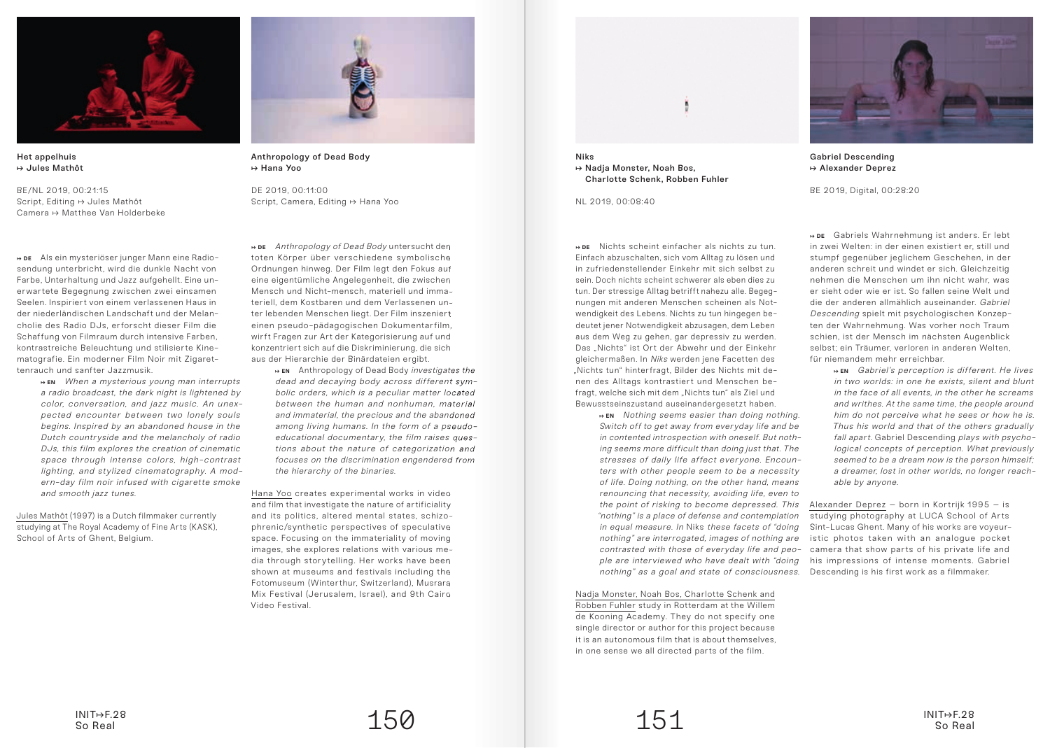### Het appelhuis
↦ Jules Mathôt

BE/NL 2019, 00:21:15
Script, Editing ↦ Jules Mathôt
Camera ↦ Matthee Van Holderbeke

↦ DE Als ein mysteriöser junger Mann eine Radiosendung unterbricht, wird die dunkle Nacht von Farbe, Unterhaltung und Jazz aufgehellt. Eine unerwartete Begegnung zwischen zwei einsamen Seelen. Inspiriert von einem verlassenen Haus in der niederländischen Landschaft und der Melancholie des Radio DJs, erforscht dieser Film die Schaffung von Filmraum durch intensive Farben, kontrastreiche Beleuchtung und stilisierte Kinematografie. Ein moderner Film Noir mit Zigarettenrauch und sanfter Jazzmusik.

↦ EN *When a mysterious young man interrupts a radio broadcast, the dark night is lightened by color, conversation, and jazz music. An unexpected encounter between two lonely souls begins. Inspired by an abandoned house in the Dutch countryside and the melancholy of radio DJs, this film explores the creation of cinematic space through intense colors, high-contrast lighting, and stylized cinematography. A modern-day film noir infused with cigarette smoke and smooth jazz tunes.*

Jules Mathôt (1997) is a Dutch filmmaker currently studying at The Royal Academy of Fine Arts (KASK), School of Arts of Ghent, Belgium.

### Anthropology of Dead Body
↦ Hana Yoo

DE 2019, 00:11:00
Script, Camera, Editing ↦ Hana Yoo

↦ DE *Anthropology of Dead Body* untersucht den toten Körper über verschiedene symbolische Ordnungen hinweg. Der Film legt den Fokus auf eine eigentümliche Angelegenheit, die zwischen Mensch und Nicht-mensch, materiell und immateriell, dem Kostbaren und dem Verlassenen unter lebenden Menschen liegt. Der Film inszeniert einen pseudo-pädagogischen Dokumentarfilm, wirft Fragen zur Art der Kategorisierung auf und konzentriert sich auf die Diskriminierung, die sich aus der Hierarchie der Binärdateien ergibt.

↦ EN Anthropology of Dead Body *investigates the dead and decaying body across different symbolic orders, which is a peculiar matter located between the human and nonhuman, material and immaterial, the precious and the abandoned among living humans. In the form of a pseudo-educational documentary, the film raises questions about the nature of categorization and focuses on the discrimination engendered from the hierarchy of the binaries.*

Hana Yoo creates experimental works in video and film that investigate the nature of artificiality and its politics, altered mental states, schizophrenic/synthetic perspectives of speculative space. Focusing on the immateriality of moving images, she explores relations with various media through storytelling. Her works have been shown at museums and festivals including the Fotomuseum (Winterthur, Switzerland), Musrara Mix Festival (Jerusalem, Israel), and 9th Cairo Video Festival.

### Niks
↦ Nadja Monster, Noah Bos, Charlotte Schenk, Robben Fuhler

NL 2019, 00:08:40

↦ DE Nichts scheint einfacher als nichts zu tun. Einfach abzuschalten, sich vom Alltag zu lösen und in zufriedenstellender Einkehr mit sich selbst zu sein. Doch nichts scheint schwerer als eben dies zu tun. Der stressige Alltag betrifft nahezu alle. Begegnungen mit anderen Menschen scheinen als Notwendigkeit des Lebens. Nichts zu tun hingegen bedeutet jener Notwendigkeit abzusagen, dem Leben aus dem Weg zu gehen, gar depressiv zu werden. Das „Nichts" ist Ort der Abwehr und der Einkehr gleichermaßen. In *Niks* werden jene Facetten des „Nichts tun" hinterfragt, Bilder des Nichts mit denen des Alltags kontrastiert und Menschen befragt, welche sich mit dem „Nichts tun" als Ziel und Bewusstseinszustand auseinandergesetzt haben.

↦ EN *Nothing seems easier than doing nothing. Switch off to get away from everyday life and be in contented introspection with oneself. But nothing seems more difficult than doing just that. The stresses of daily life affect everyone. Encounters with other people seem to be a necessity of life. Doing nothing, on the other hand, means renouncing that necessity, avoiding life, even to the point of risking to become depressed. This "nothing" is a place of defense and contemplation in equal measure. In* Niks *these facets of "doing nothing" are interrogated, images of nothing are contrasted with those of everyday life and people are interviewed who have dealt with "doing nothing" as a goal and state of consciousness.*

Nadja Monster, Noah Bos, Charlotte Schenk and Robben Fuhler study in Rotterdam at the Willem de Kooning Academy. They do not specify one single director or author for this project because it is an autonomous film that is about themselves, in one sense we all directed parts of the film.

### Gabriel Descending
↦ Alexander Deprez

BE 2019, Digital, 00:28:20

↦ DE Gabriels Wahrnehmung ist anders. Er lebt in zwei Welten: in der einen existiert er, still und stumpf gegenüber jeglichem Geschehen, in der anderen schreit und windet er sich. Gleichzeitig nehmen die Menschen um ihn nicht wahr, was er sieht oder wie er ist. So fallen seine Welt und die der anderen allmählich auseinander. *Gabriel Descending* spielt mit psychologischen Konzepten der Wahrnehmung. Was vorher noch Traum schien, ist der Mensch im nächsten Augenblick selbst; ein Träumer, verloren in anderen Welten, für niemandem mehr erreichbar.

↦ EN *Gabriel's perception is different. He lives in two worlds: in one he exists, silent and blunt in the face of all events, in the other he screams and writhes. At the same time, the people around him do not perceive what he sees or how he is. Thus his world and that of the others gradually fall apart.* Gabriel Descending *plays with psychological concepts of perception. What previously seemed to be a dream now is the person himself; a dreamer, lost in other worlds, no longer reachable by anyone.*

Alexander Deprez — born in Kortrijk 1995 — is studying photography at LUCA School of Arts Sint-Lucas Ghent. Many of his works are voyeuristic photos taken with an analogue pocket camera that show parts of his private life and his impressions of intense moments. Gabriel Descending is his first work as a filmmaker.